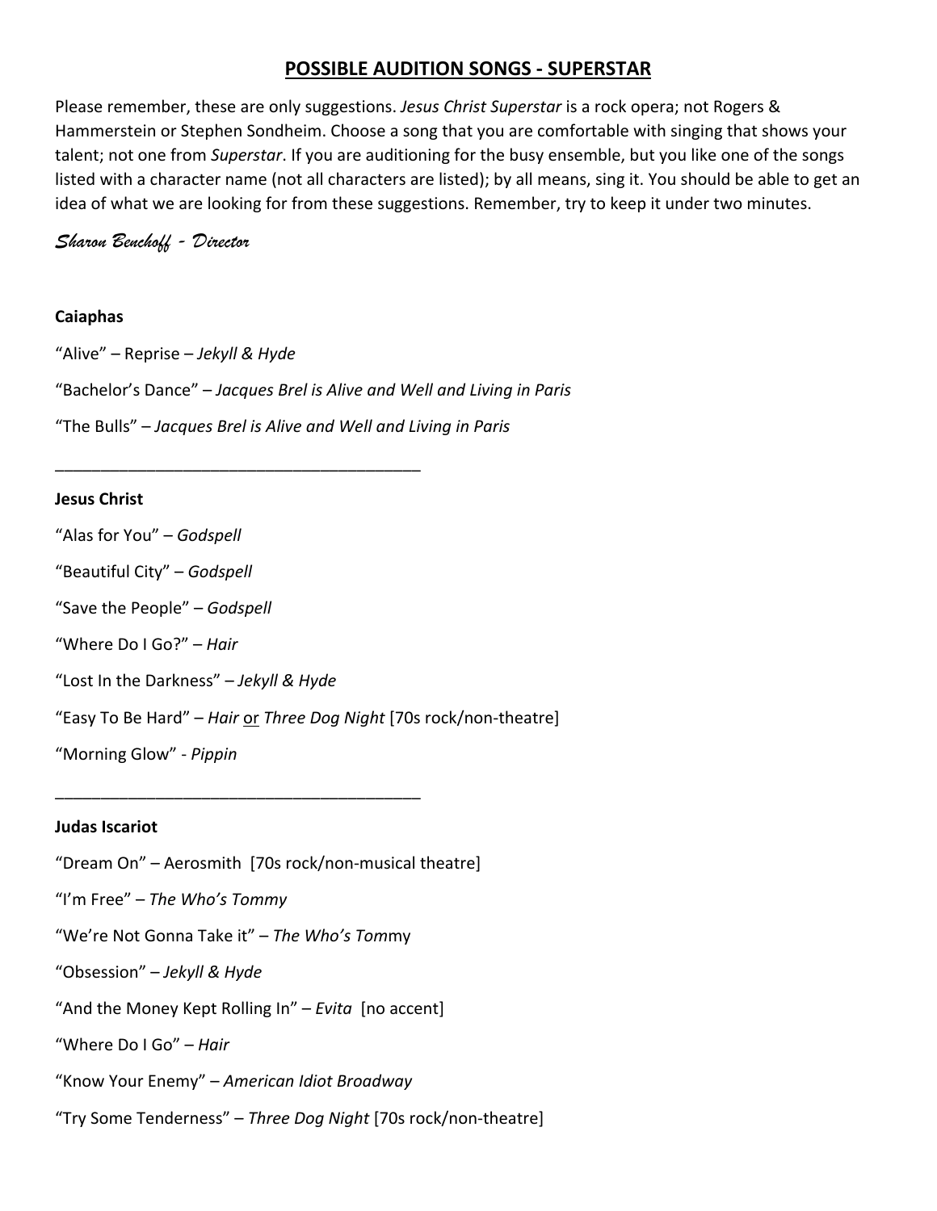# POSSIBLE AUDITION SONGS - SUPERSTAR

Please remember, these are only suggestions. *Jesus Christ Superstar* is a rock opera; not Rogers & Hammerstein or Stephen Sondheim. Choose a song that you are comfortable with singing that shows your talent; not one from *Superstar*. If you are auditioning for the busy ensemble, but you like one of the songs listed with a character name (not all characters are listed); by all means, sing it. You should be able to get an idea of what we are looking for from these suggestions. Remember, try to keep it under two minutes.

*Sharon Benchoff - Director*

**Caiaphas**

"Alive" – Reprise – *Jekyll & Hyde*

"Bachelor's Dance" – *Jacques Brel is Alive and Well and Living in Paris*

"The Bulls" – *Jacques Brel is Alive and Well and Living in Paris*

---

**Jesus Christ**

"Alas for You" – *Godspell*

"Beautiful City" – *Godspell*

"Save the People" – *Godspell*

"Where Do I Go?" – *Hair*

"Lost In the Darkness" – *Jekyll & Hyde*

"Easy To Be Hard" – *Hair* or *Three Dog Night* [70s rock/non-theatre]

"Morning Glow" - *Pippin*

---

**Judas Iscariot**

"Dream On" – Aerosmith [70s rock/non-musical theatre]

"I'm Free" – *The Who's Tommy*

"We're Not Gonna Take it" – *The Who's Tom*my

"Obsession" – *Jekyll & Hyde*

"And the Money Kept Rolling In" – *Evita* [no accent]

"Where Do I Go" – *Hair*

"Know Your Enemy" – *American Idiot Broadway*

"Try Some Tenderness" – *Three Dog Night* [70s rock/non-theatre]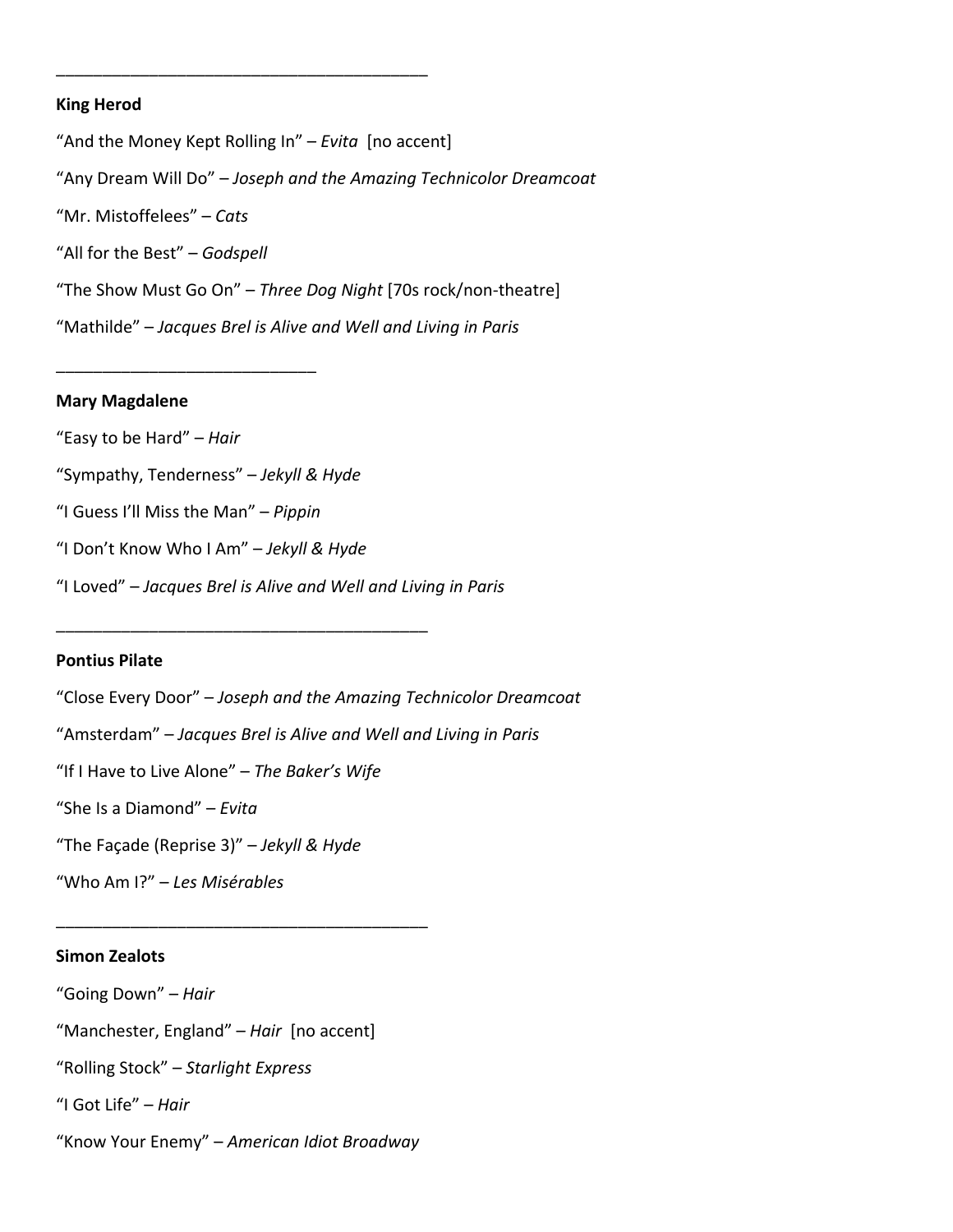---

**King Herod**

"And the Money Kept Rolling In" – *Evita* [no accent]

"Any Dream Will Do" – *Joseph and the Amazing Technicolor Dreamcoat*

"Mr. Mistoffelees" – *Cats*

"All for the Best" – *Godspell*

"The Show Must Go On" – *Three Dog Night* [70s rock/non-theatre]

"Mathilde" – *Jacques Brel is Alive and Well and Living in Paris*

---

**Mary Magdalene**

"Easy to be Hard" – *Hair*

"Sympathy, Tenderness" – *Jekyll & Hyde*

"I Guess I'll Miss the Man" – *Pippin*

"I Don't Know Who I Am" – *Jekyll & Hyde*

"I Loved" – *Jacques Brel is Alive and Well and Living in Paris*

---

**Pontius Pilate**

"Close Every Door" – *Joseph and the Amazing Technicolor Dreamcoat*

"Amsterdam" – *Jacques Brel is Alive and Well and Living in Paris*

"If I Have to Live Alone" – *The Baker's Wife*

"She Is a Diamond" – *Evita*

"The Façade (Reprise 3)" – *Jekyll & Hyde*

"Who Am I?" – *Les Misérables*

---

**Simon Zealots**

"Going Down" – *Hair*

"Manchester, England" – *Hair* [no accent]

"Rolling Stock" – *Starlight Express*

"I Got Life" – *Hair*

"Know Your Enemy" – *American Idiot Broadway*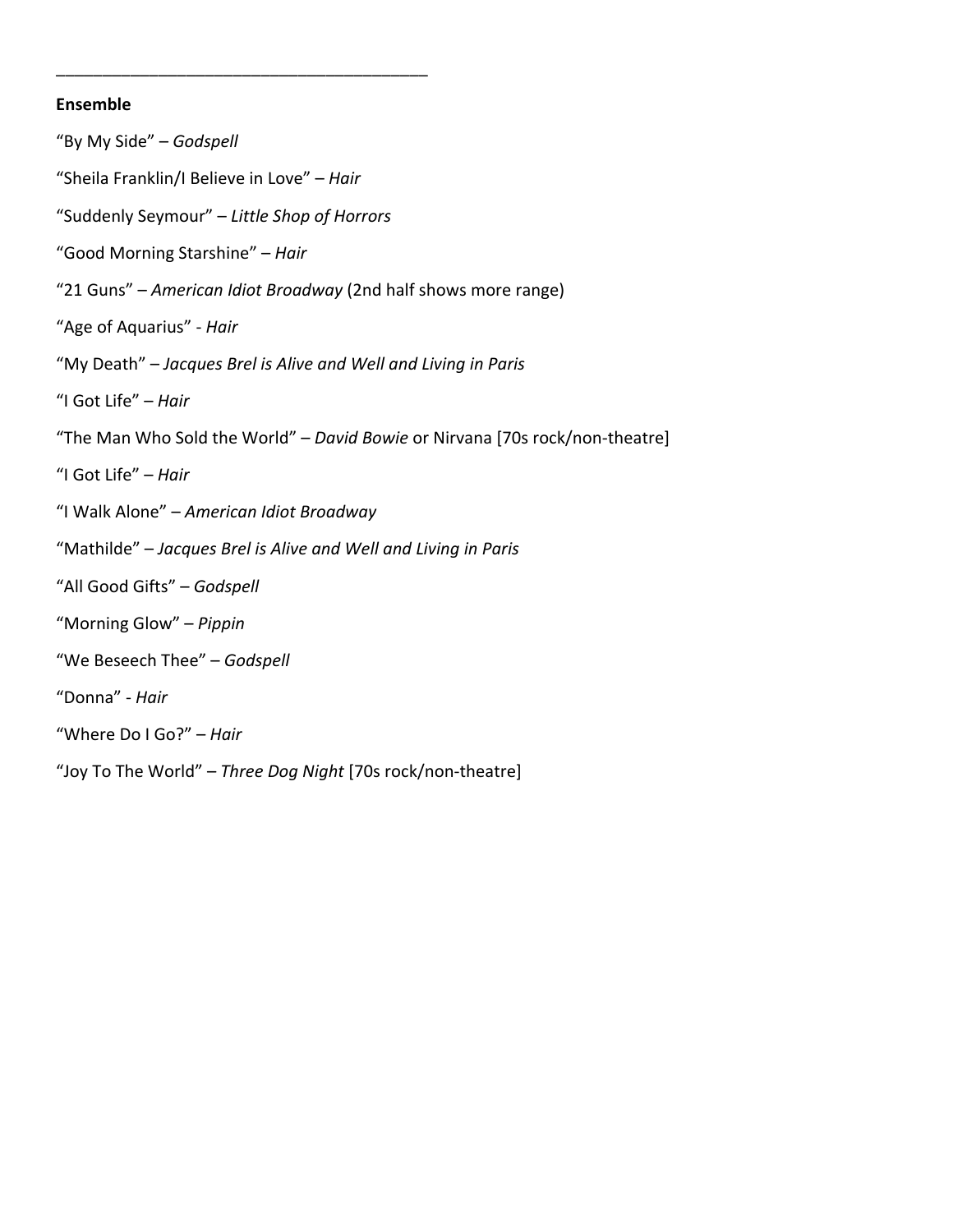---

**Ensemble**

"By My Side" – *Godspell*

"Sheila Franklin/I Believe in Love" – *Hair*

"Suddenly Seymour" – *Little Shop of Horrors*

"Good Morning Starshine" – *Hair*

"21 Guns" – *American Idiot Broadway* (2nd half shows more range)

"Age of Aquarius" - *Hair*

"My Death" – *Jacques Brel is Alive and Well and Living in Paris*

"I Got Life" – *Hair*

"The Man Who Sold the World" – *David Bowie* or Nirvana [70s rock/non-theatre]

"I Got Life" – *Hair*

"I Walk Alone" – *American Idiot Broadway*

"Mathilde" – *Jacques Brel is Alive and Well and Living in Paris*

"All Good Gifts" – *Godspell*

"Morning Glow" – *Pippin*

"We Beseech Thee" – *Godspell*

"Donna" - *Hair*

"Where Do I Go?" – *Hair*

"Joy To The World" – *Three Dog Night* [70s rock/non-theatre]